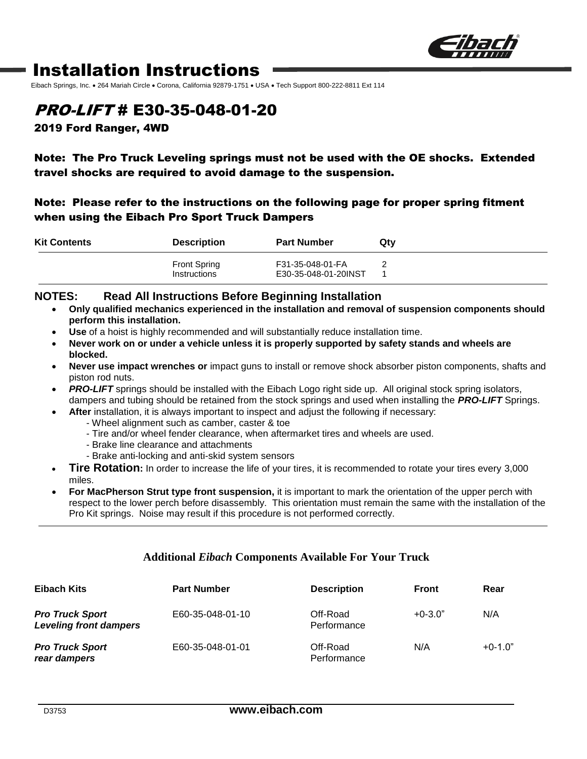# Installation Instructions

Eibach Springs, Inc. • 264 Mariah Circle • Corona, California 92879-1751 • USA • Tech Support 800-222-8811 Ext 114

## *PRO-LIFT* # E30-35-048-01-20

### 2019 Ford Ranger, 4WD

**Note: The Pro Truck Leveling springs must not be used with the OE shocks. Extended travel shocks are required to avoid damage to the suspension.**

**Note: Please refer to the instructions on the following page for proper spring fitment when using the Eibach Pro Sport Truck Dampers**

| Kit Contents | Description | Part Number | Qty |
|---|---|---|---|
| | Front Spring | F31-35-048-01-FA | 2 |
| | Instructions | E30-35-048-01-20INST | 1 |

**NOTES: Read All Instructions Before Beginning Installation**

- **Only qualified mechanics experienced in the installation and removal of suspension components should perform this installation.**
- **Use** of a hoist is highly recommended and will substantially reduce installation time.
- **Never work on or under a vehicle unless it is properly supported by safety stands and wheels are blocked.**
- **Never use impact wrenches or** impact guns to install or remove shock absorber piston components, shafts and piston rod nuts.
- ***PRO-LIFT*** springs should be installed with the Eibach Logo right side up. All original stock spring isolators, dampers and tubing should be retained from the stock springs and used when installing the ***PRO-LIFT*** Springs.
- **After** installation, it is always important to inspect and adjust the following if necessary:
  - Wheel alignment such as camber, caster & toe
  - Tire and/or wheel fender clearance, when aftermarket tires and wheels are used.
  - Brake line clearance and attachments
  - Brake anti-locking and anti-skid system sensors
- **Tire Rotation:** In order to increase the life of your tires, it is recommended to rotate your tires every 3,000 miles.
- **For MacPherson Strut type front suspension,** it is important to mark the orientation of the upper perch with respect to the lower perch before disassembly. This orientation must remain the same with the installation of the Pro Kit springs. Noise may result if this procedure is not performed correctly.

**Additional *Eibach* Components Available For Your Truck**

| Eibach Kits | Part Number | Description | Front | Rear |
|---|---|---|---|---|
| ***Pro Truck Sport Leveling front dampers*** | E60-35-048-01-10 | Off-Road Performance | +0-3.0” | N/A |
| ***Pro Truck Sport rear dampers*** | E60-35-048-01-01 | Off-Road Performance | N/A | +0-1.0” |

D3753 **www.eibach.com**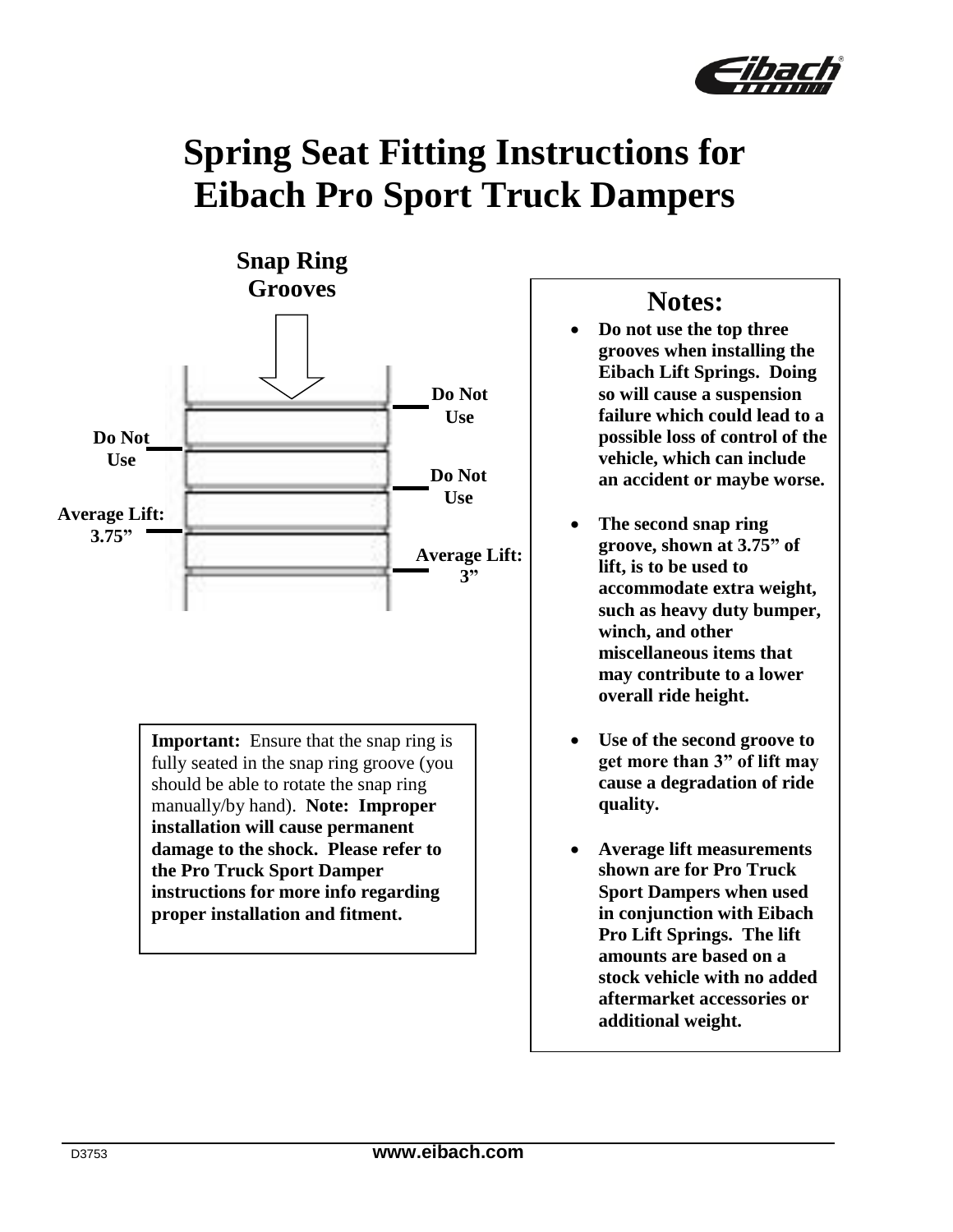# Spring Seat Fitting Instructions for Eibach Pro Sport Truck Dampers

Snap Ring Grooves

Do Not Use

Do Not Use

Do Not Use

Average Lift: 3.75”

Average Lift: 3”

**Important:** Ensure that the snap ring is fully seated in the snap ring groove (you should be able to rotate the snap ring manually/by hand). **Note: Improper installation will cause permanent damage to the shock. Please refer to the Pro Truck Sport Damper instructions for more info regarding proper installation and fitment.**

## Notes:

- **Do not use the top three grooves when installing the Eibach Lift Springs. Doing so will cause a suspension failure which could lead to a possible loss of control of the vehicle, which can include an accident or maybe worse.**
- **The second snap ring groove, shown at 3.75” of lift, is to be used to accommodate extra weight, such as heavy duty bumper, winch, and other miscellaneous items that may contribute to a lower overall ride height.**
- **Use of the second groove to get more than 3” of lift may cause a degradation of ride quality.**
- **Average lift measurements shown are for Pro Truck Sport Dampers when used in conjunction with Eibach Pro Lift Springs. The lift amounts are based on a stock vehicle with no added aftermarket accessories or additional weight.**

D3753 **www.eibach.com**